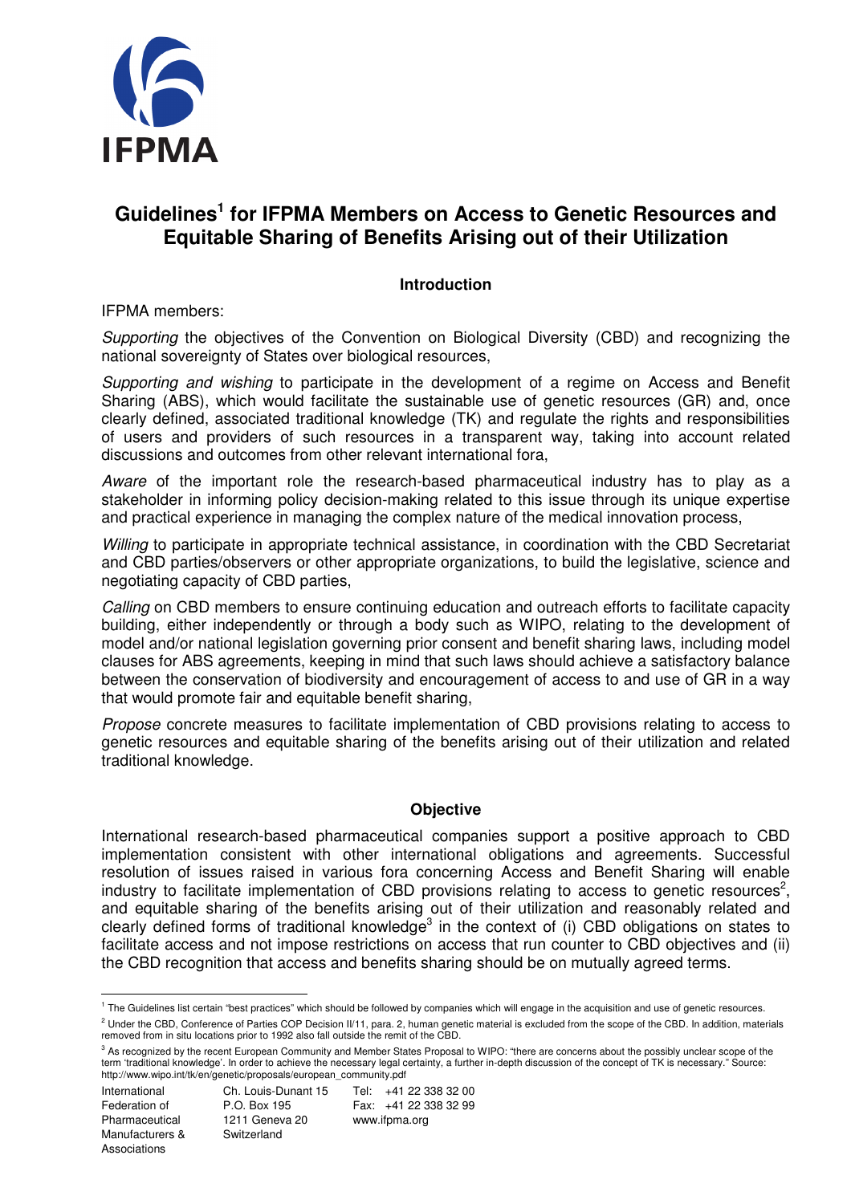# Guidelines[1] for IFPMA Members on Access to Genetic Resources and Equitable Sharing of Benefits Arising out of their Utilization

## Introduction

IFPMA members:

*Supporting* the objectives of the Convention on Biological Diversity (CBD) and recognizing the national sovereignty of States over biological resources,

*Supporting and wishing* to participate in the development of a regime on Access and Benefit Sharing (ABS), which would facilitate the sustainable use of genetic resources (GR) and, once clearly defined, associated traditional knowledge (TK) and regulate the rights and responsibilities of users and providers of such resources in a transparent way, taking into account related discussions and outcomes from other relevant international fora,

*Aware* of the important role the research-based pharmaceutical industry has to play as a stakeholder in informing policy decision-making related to this issue through its unique expertise and practical experience in managing the complex nature of the medical innovation process,

*Willing* to participate in appropriate technical assistance, in coordination with the CBD Secretariat and CBD parties/observers or other appropriate organizations, to build the legislative, science and negotiating capacity of CBD parties,

*Calling* on CBD members to ensure continuing education and outreach efforts to facilitate capacity building, either independently or through a body such as WIPO, relating to the development of model and/or national legislation governing prior consent and benefit sharing laws, including model clauses for ABS agreements, keeping in mind that such laws should achieve a satisfactory balance between the conservation of biodiversity and encouragement of access to and use of GR in a way that would promote fair and equitable benefit sharing,

*Propose* concrete measures to facilitate implementation of CBD provisions relating to access to genetic resources and equitable sharing of the benefits arising out of their utilization and related traditional knowledge.

## Objective

International research-based pharmaceutical companies support a positive approach to CBD implementation consistent with other international obligations and agreements. Successful resolution of issues raised in various fora concerning Access and Benefit Sharing will enable industry to facilitate implementation of CBD provisions relating to access to genetic resources[2], and equitable sharing of the benefits arising out of their utilization and reasonably related and clearly defined forms of traditional knowledge[3] in the context of (i) CBD obligations on states to facilitate access and not impose restrictions on access that run counter to CBD objectives and (ii) the CBD recognition that access and benefits sharing should be on mutually agreed terms.

---

[1] The Guidelines list certain "best practices" which should be followed by companies which will engage in the acquisition and use of genetic resources.

[2] Under the CBD, Conference of Parties COP Decision II/11, para. 2, human genetic material is excluded from the scope of the CBD. In addition, materials removed from in situ locations prior to 1992 also fall outside the remit of the CBD.

[3] As recognized by the recent European Community and Member States Proposal to WIPO: "there are concerns about the possibly unclear scope of the term 'traditional knowledge'. In order to achieve the necessary legal certainty, a further in-depth discussion of the concept of TK is necessary." Source: http://www.wipo.int/tk/en/genetic/proposals/european_community.pdf

International Federation of Pharmaceutical Manufacturers & Associations
Ch. Louis-Dunant 15
P.O. Box 195
1211 Geneva 20
Switzerland
Tel: +41 22 338 32 00
Fax: +41 22 338 32 99
www.ifpma.org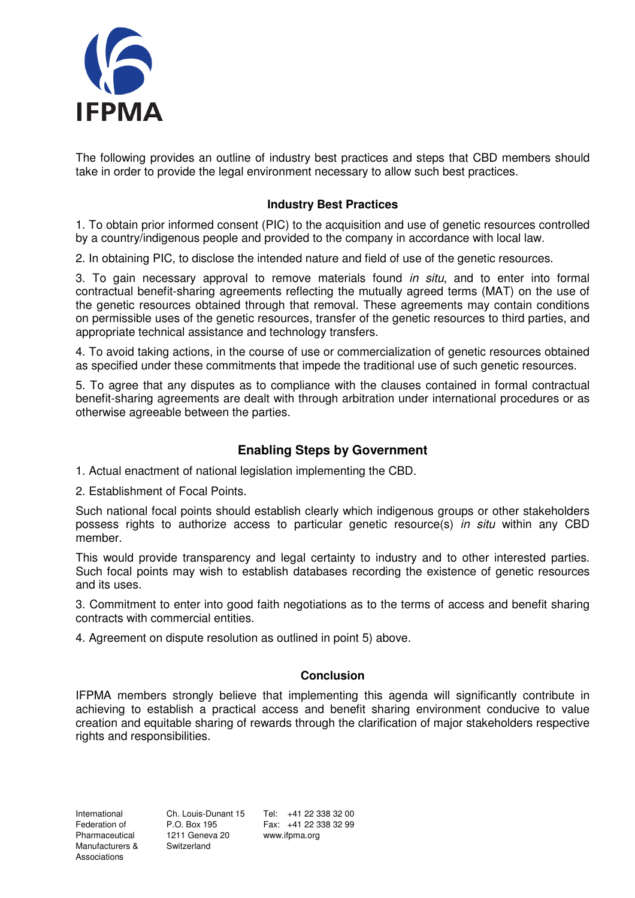IFPMA

The following provides an outline of industry best practices and steps that CBD members should take in order to provide the legal environment necessary to allow such best practices.

### Industry Best Practices

1. To obtain prior informed consent (PIC) to the acquisition and use of genetic resources controlled by a country/indigenous people and provided to the company in accordance with local law.

2. In obtaining PIC, to disclose the intended nature and field of use of the genetic resources.

3. To gain necessary approval to remove materials found *in situ*, and to enter into formal contractual benefit-sharing agreements reflecting the mutually agreed terms (MAT) on the use of the genetic resources obtained through that removal. These agreements may contain conditions on permissible uses of the genetic resources, transfer of the genetic resources to third parties, and appropriate technical assistance and technology transfers.

4. To avoid taking actions, in the course of use or commercialization of genetic resources obtained as specified under these commitments that impede the traditional use of such genetic resources.

5. To agree that any disputes as to compliance with the clauses contained in formal contractual benefit-sharing agreements are dealt with through arbitration under international procedures or as otherwise agreeable between the parties.

## Enabling Steps by Government

1. Actual enactment of national legislation implementing the CBD.

2. Establishment of Focal Points.

Such national focal points should establish clearly which indigenous groups or other stakeholders possess rights to authorize access to particular genetic resource(s) *in situ* within any CBD member.

This would provide transparency and legal certainty to industry and to other interested parties. Such focal points may wish to establish databases recording the existence of genetic resources and its uses.

3. Commitment to enter into good faith negotiations as to the terms of access and benefit sharing contracts with commercial entities.

4. Agreement on dispute resolution as outlined in point 5) above.

### Conclusion

IFPMA members strongly believe that implementing this agenda will significantly contribute in achieving to establish a practical access and benefit sharing environment conducive to value creation and equitable sharing of rewards through the clarification of major stakeholders respective rights and responsibilities.

International Federation of Pharmaceutical Manufacturers & Associations

Ch. Louis-Dunant 15
P.O. Box 195
1211 Geneva 20
Switzerland

Tel: +41 22 338 32 00
Fax: +41 22 338 32 99
www.ifpma.org